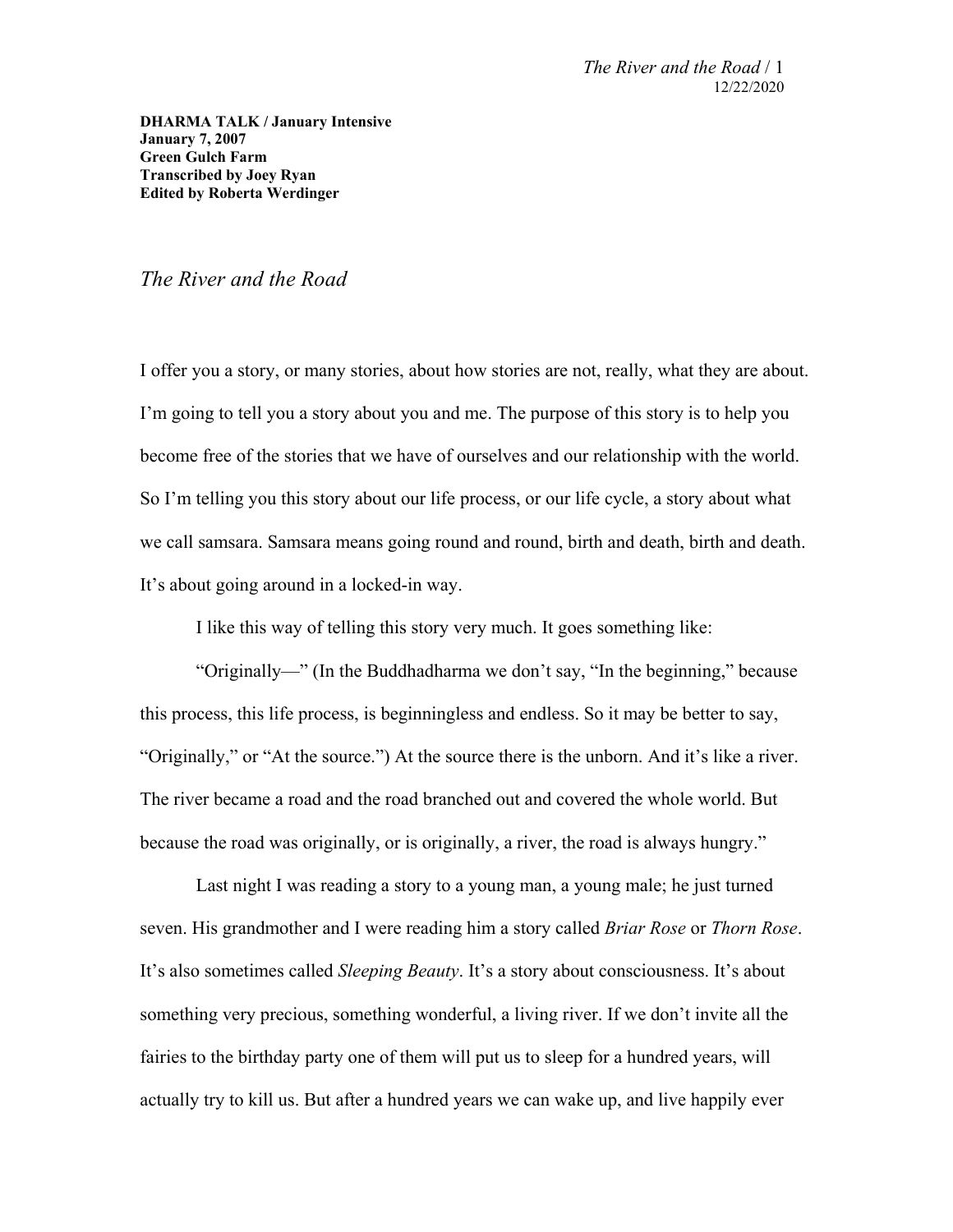**DHARMA TALK / January Intensive**
**January 7, 2007**
**Green Gulch Farm**
**Transcribed by Joey Ryan**
**Edited by Roberta Werdinger**

# *The River and the Road*

I offer you a story, or many stories, about how stories are not, really, what they are about. I'm going to tell you a story about you and me. The purpose of this story is to help you become free of the stories that we have of ourselves and our relationship with the world. So I'm telling you this story about our life process, or our life cycle, a story about what we call samsara. Samsara means going round and round, birth and death, birth and death. It's about going around in a locked-in way.

I like this way of telling this story very much. It goes something like:

"Originally—" (In the Buddhadharma we don't say, "In the beginning," because this process, this life process, is beginningless and endless. So it may be better to say, "Originally," or "At the source.") At the source there is the unborn. And it's like a river. The river became a road and the road branched out and covered the whole world. But because the road was originally, or is originally, a river, the road is always hungry."

Last night I was reading a story to a young man, a young male; he just turned seven. His grandmother and I were reading him a story called *Briar Rose* or *Thorn Rose*. It's also sometimes called *Sleeping Beauty*. It's a story about consciousness. It's about something very precious, something wonderful, a living river. If we don't invite all the fairies to the birthday party one of them will put us to sleep for a hundred years, will actually try to kill us. But after a hundred years we can wake up, and live happily ever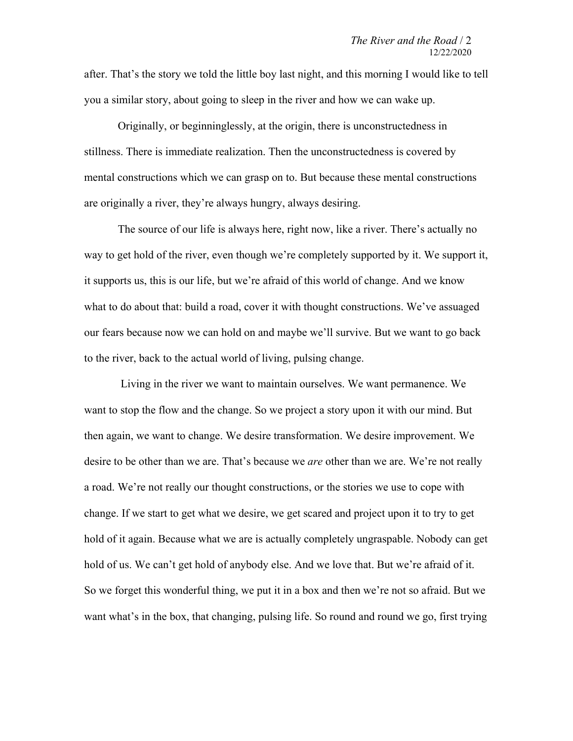after. That's the story we told the little boy last night, and this morning I would like to tell you a similar story, about going to sleep in the river and how we can wake up.

Originally, or beginninglessly, at the origin, there is unconstructedness in stillness. There is immediate realization. Then the unconstructedness is covered by mental constructions which we can grasp on to. But because these mental constructions are originally a river, they're always hungry, always desiring.

The source of our life is always here, right now, like a river. There's actually no way to get hold of the river, even though we're completely supported by it. We support it, it supports us, this is our life, but we're afraid of this world of change. And we know what to do about that: build a road, cover it with thought constructions. We've assuaged our fears because now we can hold on and maybe we'll survive. But we want to go back to the river, back to the actual world of living, pulsing change.

Living in the river we want to maintain ourselves. We want permanence. We want to stop the flow and the change. So we project a story upon it with our mind. But then again, we want to change. We desire transformation. We desire improvement. We desire to be other than we are. That's because we *are* other than we are. We're not really a road. We're not really our thought constructions, or the stories we use to cope with change. If we start to get what we desire, we get scared and project upon it to try to get hold of it again. Because what we are is actually completely ungraspable. Nobody can get hold of us. We can't get hold of anybody else. And we love that. But we're afraid of it. So we forget this wonderful thing, we put it in a box and then we're not so afraid. But we want what's in the box, that changing, pulsing life. So round and round we go, first trying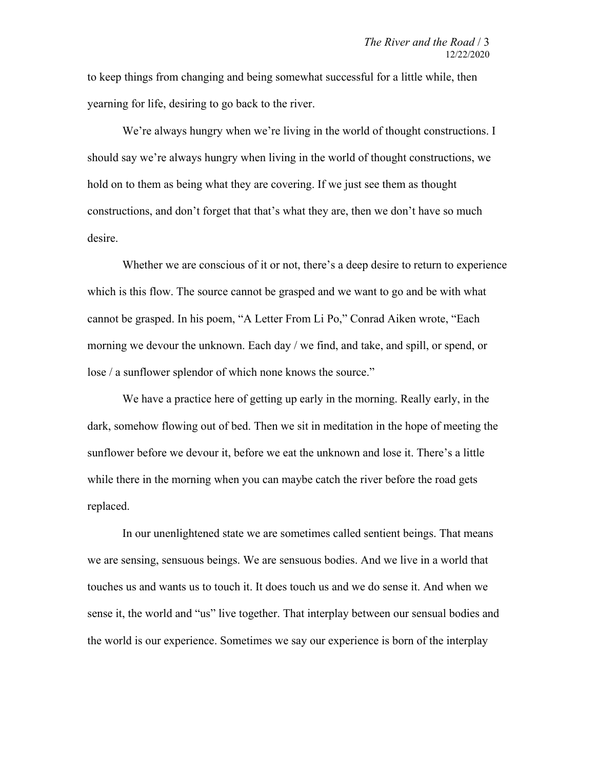to keep things from changing and being somewhat successful for a little while, then yearning for life, desiring to go back to the river.

We're always hungry when we're living in the world of thought constructions. I should say we're always hungry when living in the world of thought constructions, we hold on to them as being what they are covering. If we just see them as thought constructions, and don't forget that that's what they are, then we don't have so much desire.

Whether we are conscious of it or not, there's a deep desire to return to experience which is this flow. The source cannot be grasped and we want to go and be with what cannot be grasped. In his poem, "A Letter From Li Po," Conrad Aiken wrote, "Each morning we devour the unknown. Each day / we find, and take, and spill, or spend, or lose / a sunflower splendor of which none knows the source."

We have a practice here of getting up early in the morning. Really early, in the dark, somehow flowing out of bed. Then we sit in meditation in the hope of meeting the sunflower before we devour it, before we eat the unknown and lose it. There's a little while there in the morning when you can maybe catch the river before the road gets replaced.

In our unenlightened state we are sometimes called sentient beings. That means we are sensing, sensuous beings. We are sensuous bodies. And we live in a world that touches us and wants us to touch it. It does touch us and we do sense it. And when we sense it, the world and "us" live together. That interplay between our sensual bodies and the world is our experience. Sometimes we say our experience is born of the interplay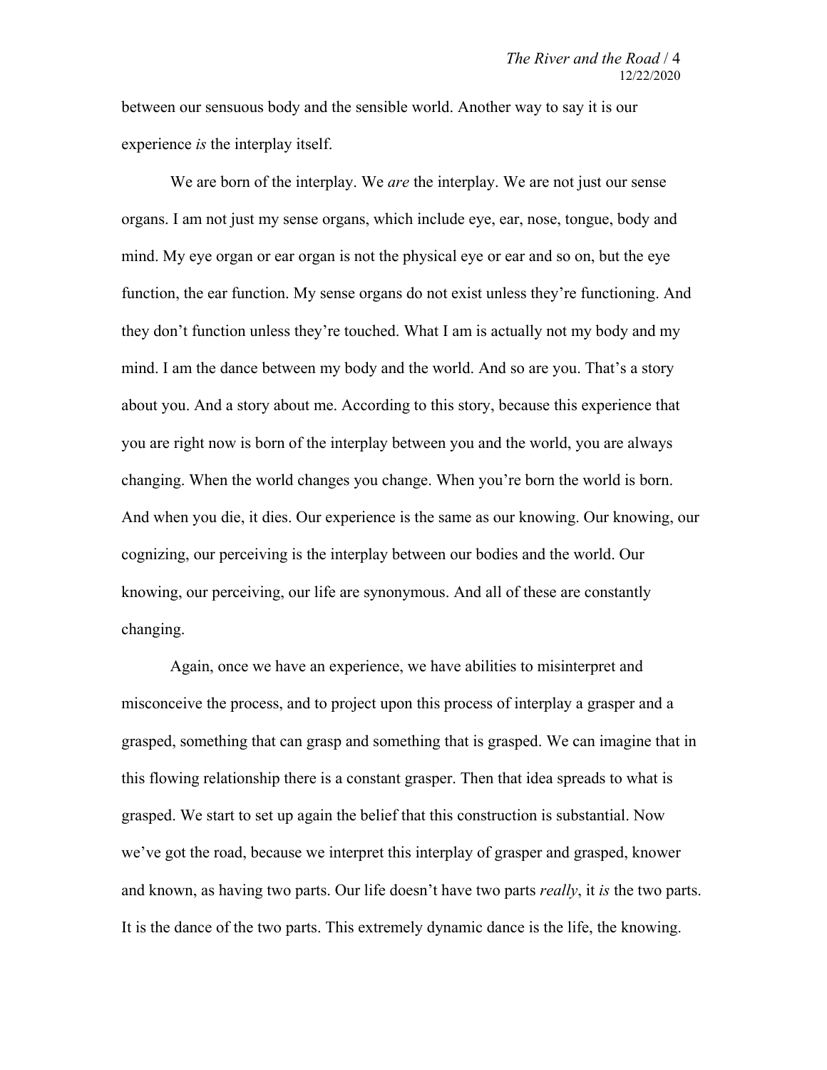between our sensuous body and the sensible world. Another way to say it is our experience *is* the interplay itself.

We are born of the interplay. We *are* the interplay. We are not just our sense organs. I am not just my sense organs, which include eye, ear, nose, tongue, body and mind. My eye organ or ear organ is not the physical eye or ear and so on, but the eye function, the ear function. My sense organs do not exist unless they're functioning. And they don't function unless they're touched. What I am is actually not my body and my mind. I am the dance between my body and the world. And so are you. That's a story about you. And a story about me. According to this story, because this experience that you are right now is born of the interplay between you and the world, you are always changing. When the world changes you change. When you're born the world is born. And when you die, it dies. Our experience is the same as our knowing. Our knowing, our cognizing, our perceiving is the interplay between our bodies and the world. Our knowing, our perceiving, our life are synonymous. And all of these are constantly changing.

Again, once we have an experience, we have abilities to misinterpret and misconceive the process, and to project upon this process of interplay a grasper and a grasped, something that can grasp and something that is grasped. We can imagine that in this flowing relationship there is a constant grasper. Then that idea spreads to what is grasped. We start to set up again the belief that this construction is substantial. Now we've got the road, because we interpret this interplay of grasper and grasped, knower and known, as having two parts. Our life doesn't have two parts *really*, it *is* the two parts. It is the dance of the two parts. This extremely dynamic dance is the life, the knowing.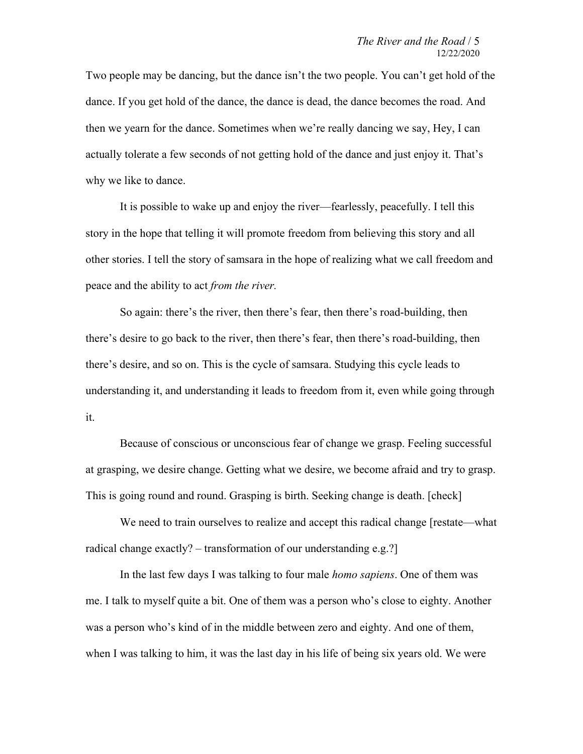Two people may be dancing, but the dance isn't the two people. You can't get hold of the dance. If you get hold of the dance, the dance is dead, the dance becomes the road. And then we yearn for the dance. Sometimes when we're really dancing we say, Hey, I can actually tolerate a few seconds of not getting hold of the dance and just enjoy it. That's why we like to dance.

It is possible to wake up and enjoy the river—fearlessly, peacefully. I tell this story in the hope that telling it will promote freedom from believing this story and all other stories. I tell the story of samsara in the hope of realizing what we call freedom and peace and the ability to act *from the river.*

So again: there's the river, then there's fear, then there's road-building, then there's desire to go back to the river, then there's fear, then there's road-building, then there's desire, and so on. This is the cycle of samsara. Studying this cycle leads to understanding it, and understanding it leads to freedom from it, even while going through it.

Because of conscious or unconscious fear of change we grasp. Feeling successful at grasping, we desire change. Getting what we desire, we become afraid and try to grasp. This is going round and round. Grasping is birth. Seeking change is death. [check]

We need to train ourselves to realize and accept this radical change [restate—what radical change exactly? – transformation of our understanding e.g.?]

In the last few days I was talking to four male *homo sapiens*. One of them was me. I talk to myself quite a bit. One of them was a person who's close to eighty. Another was a person who's kind of in the middle between zero and eighty. And one of them, when I was talking to him, it was the last day in his life of being six years old. We were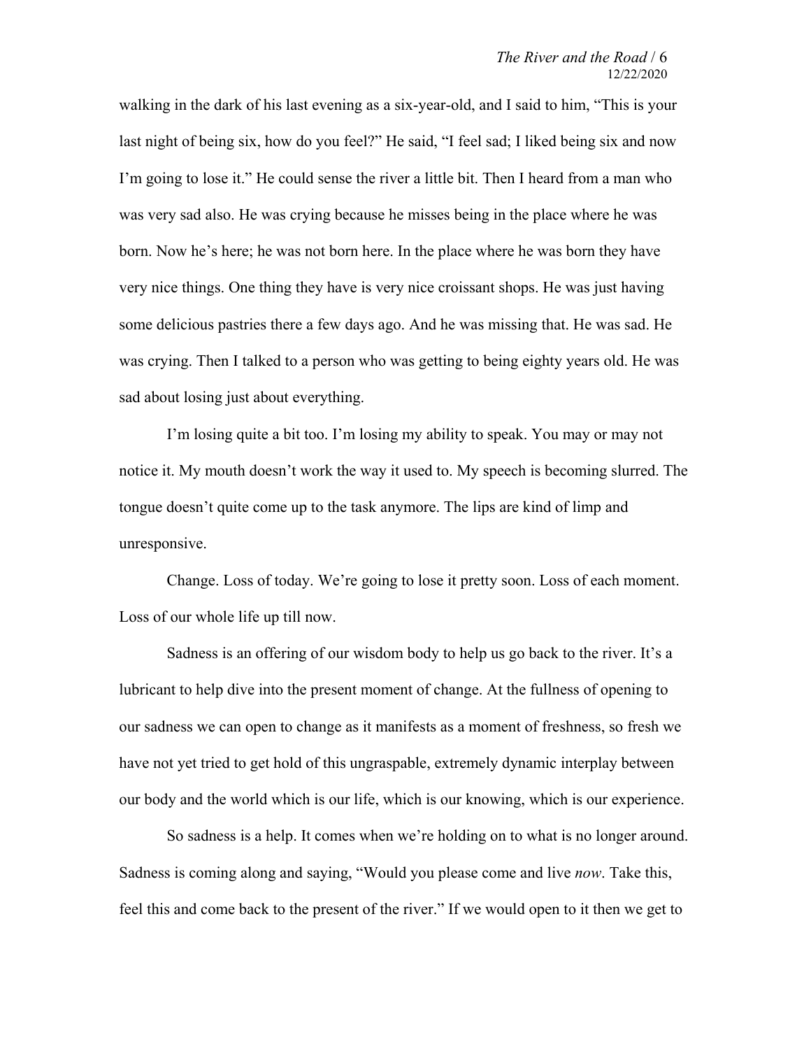walking in the dark of his last evening as a six-year-old, and I said to him, "This is your last night of being six, how do you feel?" He said, "I feel sad; I liked being six and now I'm going to lose it." He could sense the river a little bit. Then I heard from a man who was very sad also. He was crying because he misses being in the place where he was born. Now he's here; he was not born here. In the place where he was born they have very nice things. One thing they have is very nice croissant shops. He was just having some delicious pastries there a few days ago. And he was missing that. He was sad. He was crying. Then I talked to a person who was getting to being eighty years old. He was sad about losing just about everything.

I'm losing quite a bit too. I'm losing my ability to speak. You may or may not notice it. My mouth doesn't work the way it used to. My speech is becoming slurred. The tongue doesn't quite come up to the task anymore. The lips are kind of limp and unresponsive.

Change. Loss of today. We're going to lose it pretty soon. Loss of each moment. Loss of our whole life up till now.

Sadness is an offering of our wisdom body to help us go back to the river. It's a lubricant to help dive into the present moment of change. At the fullness of opening to our sadness we can open to change as it manifests as a moment of freshness, so fresh we have not yet tried to get hold of this ungraspable, extremely dynamic interplay between our body and the world which is our life, which is our knowing, which is our experience.

So sadness is a help. It comes when we're holding on to what is no longer around. Sadness is coming along and saying, "Would you please come and live *now*. Take this, feel this and come back to the present of the river." If we would open to it then we get to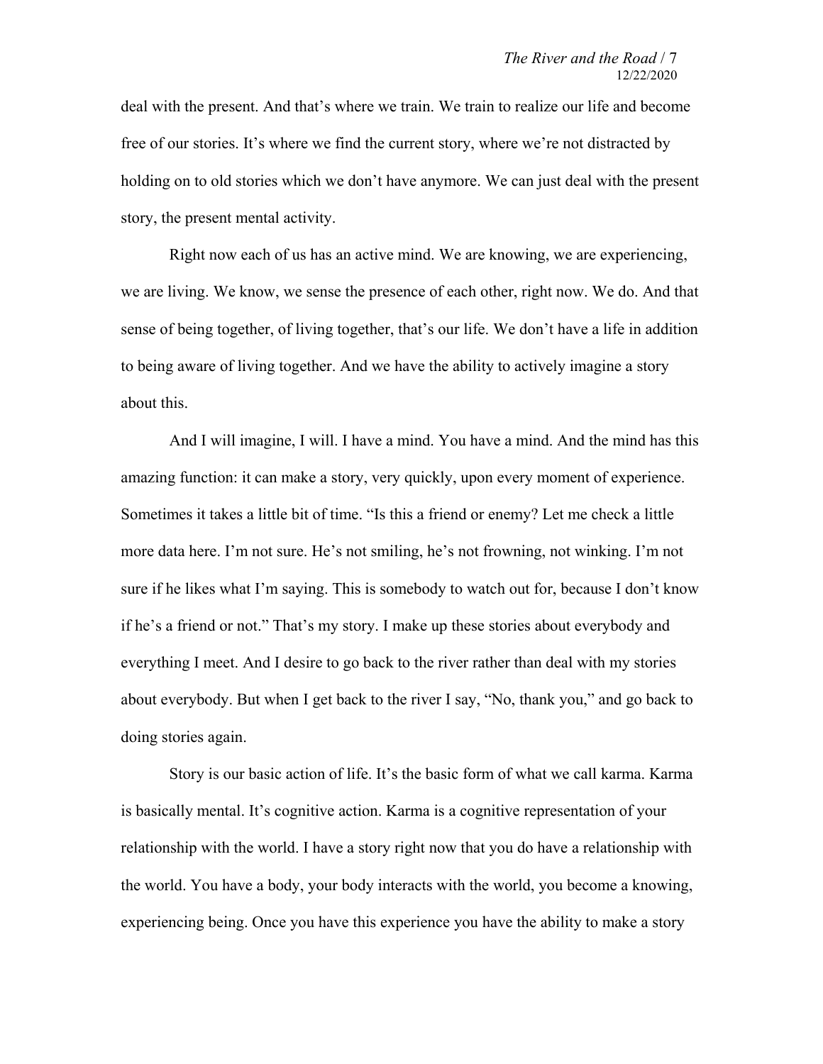deal with the present. And that's where we train. We train to realize our life and become free of our stories. It's where we find the current story, where we're not distracted by holding on to old stories which we don't have anymore. We can just deal with the present story, the present mental activity.

Right now each of us has an active mind. We are knowing, we are experiencing, we are living. We know, we sense the presence of each other, right now. We do. And that sense of being together, of living together, that's our life. We don't have a life in addition to being aware of living together. And we have the ability to actively imagine a story about this.

And I will imagine, I will. I have a mind. You have a mind. And the mind has this amazing function: it can make a story, very quickly, upon every moment of experience. Sometimes it takes a little bit of time. "Is this a friend or enemy? Let me check a little more data here. I'm not sure. He's not smiling, he's not frowning, not winking. I'm not sure if he likes what I'm saying. This is somebody to watch out for, because I don't know if he's a friend or not." That's my story. I make up these stories about everybody and everything I meet. And I desire to go back to the river rather than deal with my stories about everybody. But when I get back to the river I say, "No, thank you," and go back to doing stories again.

Story is our basic action of life. It's the basic form of what we call karma. Karma is basically mental. It's cognitive action. Karma is a cognitive representation of your relationship with the world. I have a story right now that you do have a relationship with the world. You have a body, your body interacts with the world, you become a knowing, experiencing being. Once you have this experience you have the ability to make a story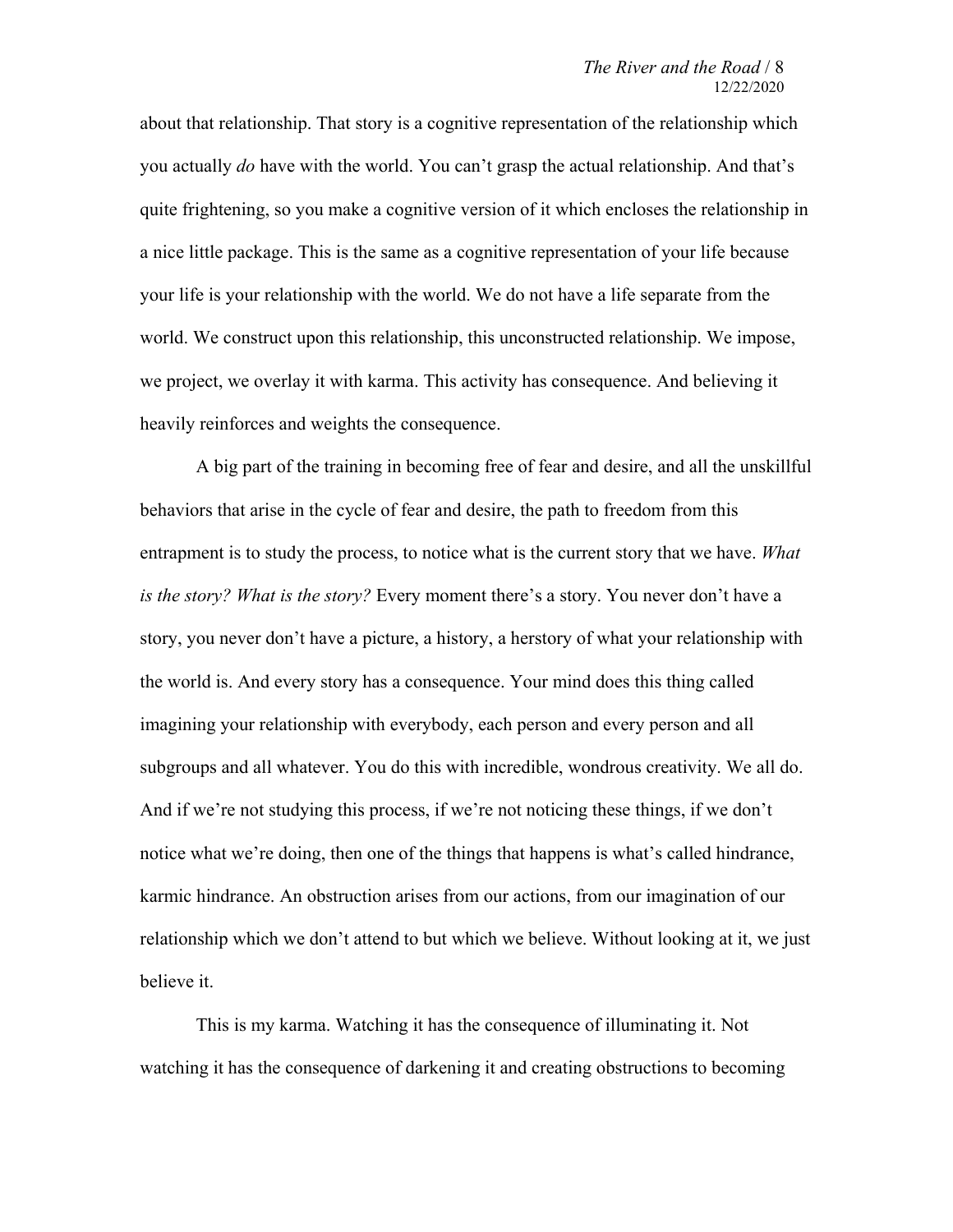about that relationship. That story is a cognitive representation of the relationship which you actually *do* have with the world. You can't grasp the actual relationship. And that's quite frightening, so you make a cognitive version of it which encloses the relationship in a nice little package. This is the same as a cognitive representation of your life because your life is your relationship with the world. We do not have a life separate from the world. We construct upon this relationship, this unconstructed relationship. We impose, we project, we overlay it with karma. This activity has consequence. And believing it heavily reinforces and weights the consequence.

A big part of the training in becoming free of fear and desire, and all the unskillful behaviors that arise in the cycle of fear and desire, the path to freedom from this entrapment is to study the process, to notice what is the current story that we have. *What is the story? What is the story?* Every moment there's a story. You never don't have a story, you never don't have a picture, a history, a herstory of what your relationship with the world is. And every story has a consequence. Your mind does this thing called imagining your relationship with everybody, each person and every person and all subgroups and all whatever. You do this with incredible, wondrous creativity. We all do. And if we're not studying this process, if we're not noticing these things, if we don't notice what we're doing, then one of the things that happens is what's called hindrance, karmic hindrance. An obstruction arises from our actions, from our imagination of our relationship which we don't attend to but which we believe. Without looking at it, we just believe it.

This is my karma. Watching it has the consequence of illuminating it. Not watching it has the consequence of darkening it and creating obstructions to becoming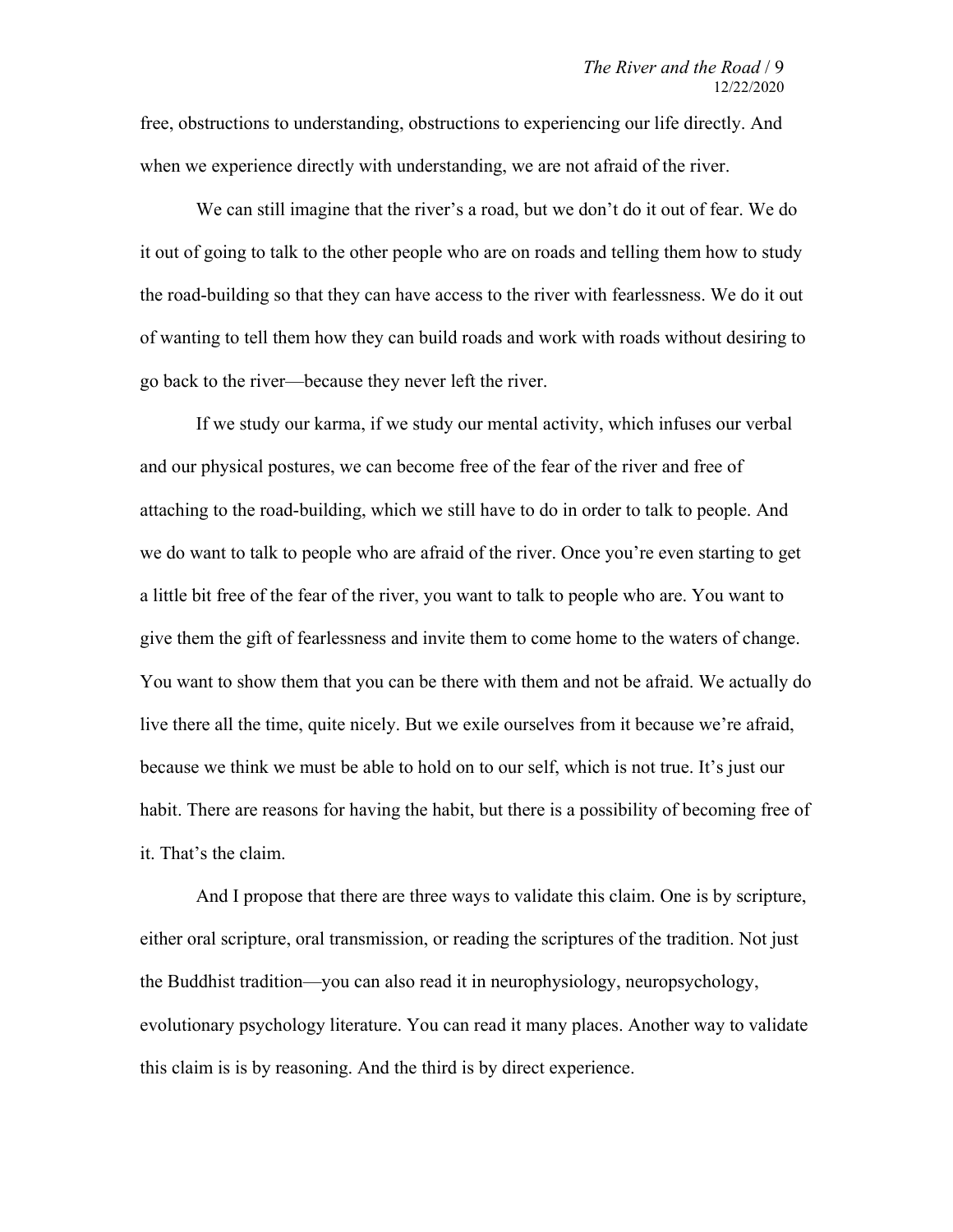free, obstructions to understanding, obstructions to experiencing our life directly. And when we experience directly with understanding, we are not afraid of the river.

We can still imagine that the river's a road, but we don't do it out of fear. We do it out of going to talk to the other people who are on roads and telling them how to study the road-building so that they can have access to the river with fearlessness. We do it out of wanting to tell them how they can build roads and work with roads without desiring to go back to the river—because they never left the river.

If we study our karma, if we study our mental activity, which infuses our verbal and our physical postures, we can become free of the fear of the river and free of attaching to the road-building, which we still have to do in order to talk to people. And we do want to talk to people who are afraid of the river. Once you're even starting to get a little bit free of the fear of the river, you want to talk to people who are. You want to give them the gift of fearlessness and invite them to come home to the waters of change. You want to show them that you can be there with them and not be afraid. We actually do live there all the time, quite nicely. But we exile ourselves from it because we're afraid, because we think we must be able to hold on to our self, which is not true. It's just our habit. There are reasons for having the habit, but there is a possibility of becoming free of it. That's the claim.

And I propose that there are three ways to validate this claim. One is by scripture, either oral scripture, oral transmission, or reading the scriptures of the tradition. Not just the Buddhist tradition—you can also read it in neurophysiology, neuropsychology, evolutionary psychology literature. You can read it many places. Another way to validate this claim is is by reasoning. And the third is by direct experience.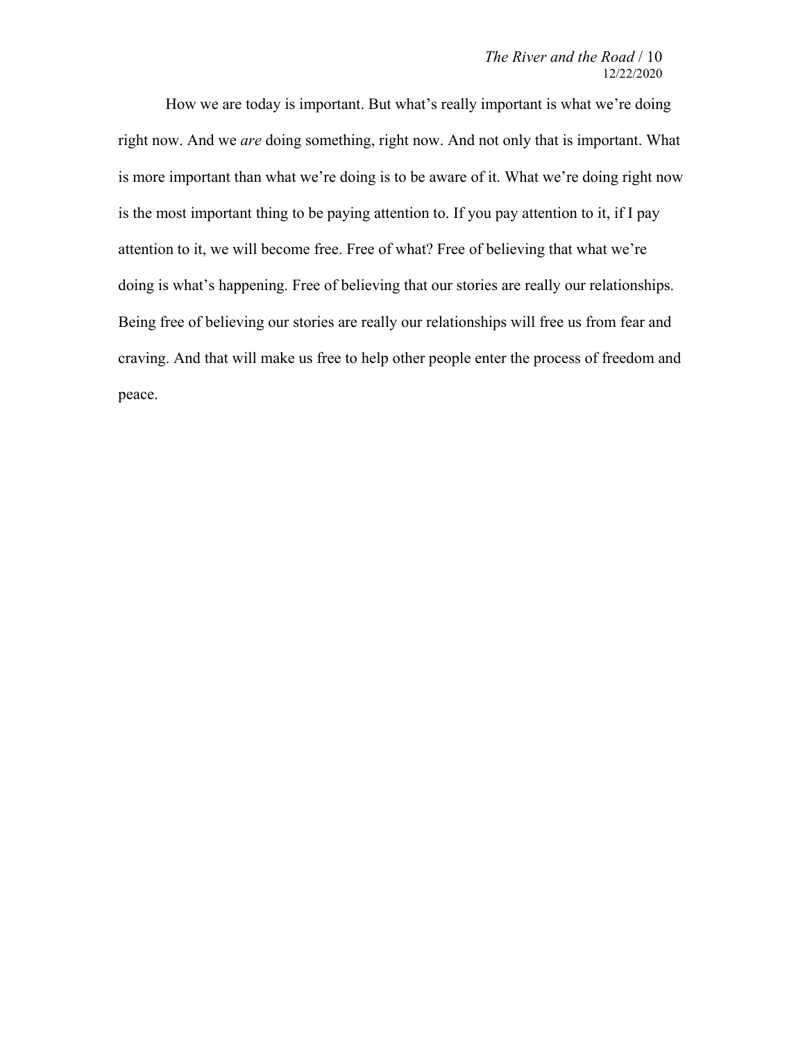How we are today is important. But what's really important is what we're doing right now. And we *are* doing something, right now. And not only that is important. What is more important than what we're doing is to be aware of it. What we're doing right now is the most important thing to be paying attention to. If you pay attention to it, if I pay attention to it, we will become free. Free of what? Free of believing that what we're doing is what's happening. Free of believing that our stories are really our relationships. Being free of believing our stories are really our relationships will free us from fear and craving. And that will make us free to help other people enter the process of freedom and peace.